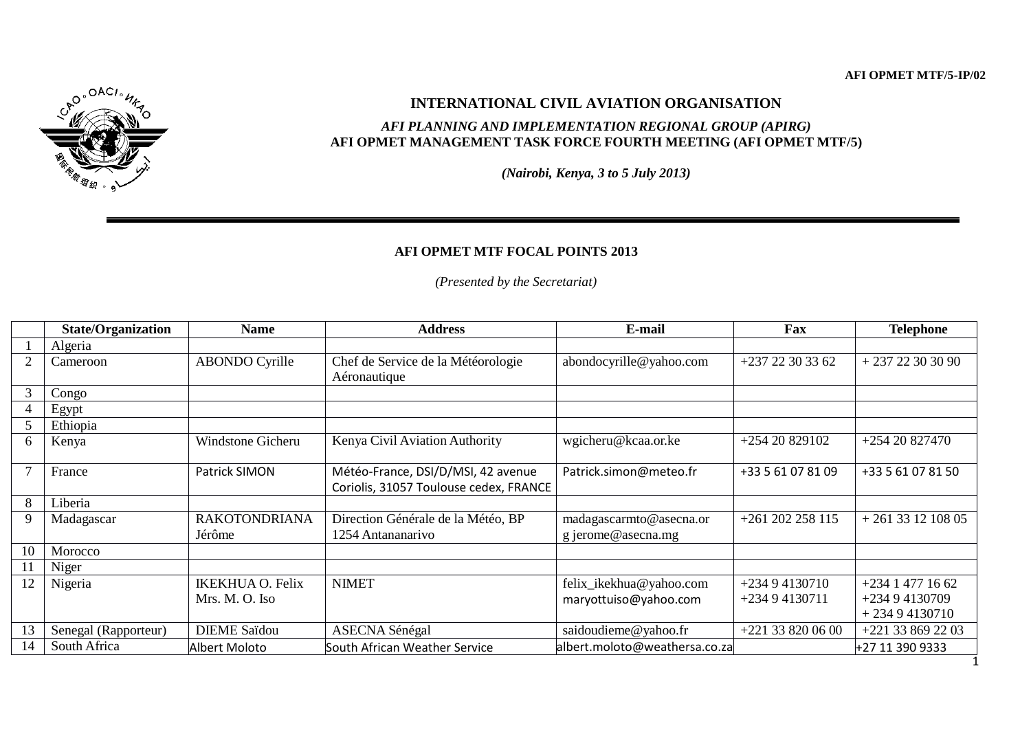AFI OPMET MTF/5-IP/02

# INTERNATIONAL CIVIL AVIATION ORGANISATION

***AFI PLANNING AND IMPLEMENTATION REGIONAL GROUP (APIRG)***

**AFI OPMET MANAGEMENT TASK FORCE FOURTH MEETING (AFI OPMET MTF/5)**

***(Nairobi, Kenya, 3 to 5 July 2013)***

## AFI OPMET MTF FOCAL POINTS 2013

*(Presented by the Secretariat)*

| | State/Organization | Name | Address | E-mail | Fax | Telephone |
|---|---|---|---|---|---|---|
| 1 | Algeria | | | | | |
| 2 | Cameroon | ABONDO Cyrille | Chef de Service de la Météorologie Aéronautique | abondocyrille@yahoo.com | +237 22 30 33 62 | + 237 22 30 30 90 |
| 3 | Congo | | | | | |
| 4 | Egypt | | | | | |
| 5 | Ethiopia | | | | | |
| 6 | Kenya | Windstone Gicheru | Kenya Civil Aviation Authority | wgicheru@kcaa.or.ke | +254 20 829102 | +254 20 827470 |
| 7 | France | Patrick SIMON | Météo-France, DSI/D/MSI, 42 avenue Coriolis, 31057 Toulouse cedex, FRANCE | Patrick.simon@meteo.fr | +33 5 61 07 81 09 | +33 5 61 07 81 50 |
| 8 | Liberia | | | | | |
| 9 | Madagascar | RAKOTONDRIANA Jérôme | Direction Générale de la Météo, BP 1254 Antananarivo | madagascarmto@asecna.or g jerome@asecna.mg | +261 202 258 115 | + 261 33 12 108 05 |
| 10 | Morocco | | | | | |
| 11 | Niger | | | | | |
| 12 | Nigeria | IKEKHUA O. Felix Mrs. M. O. Iso | NIMET | felix_ikekhua@yahoo.com maryottuiso@yahoo.com | +234 9 4130710 +234 9 4130711 | +234 1 477 16 62 +234 9 4130709 + 234 9 4130710 |
| 13 | Senegal (Rapporteur) | DIEME Saïdou | ASECNA Sénégal | saidoudieme@yahoo.fr | +221 33 820 06 00 | +221 33 869 22 03 |
| 14 | South Africa | Albert Moloto | South African Weather Service | albert.moloto@weathersa.co.za | | +27 11 390 9333 |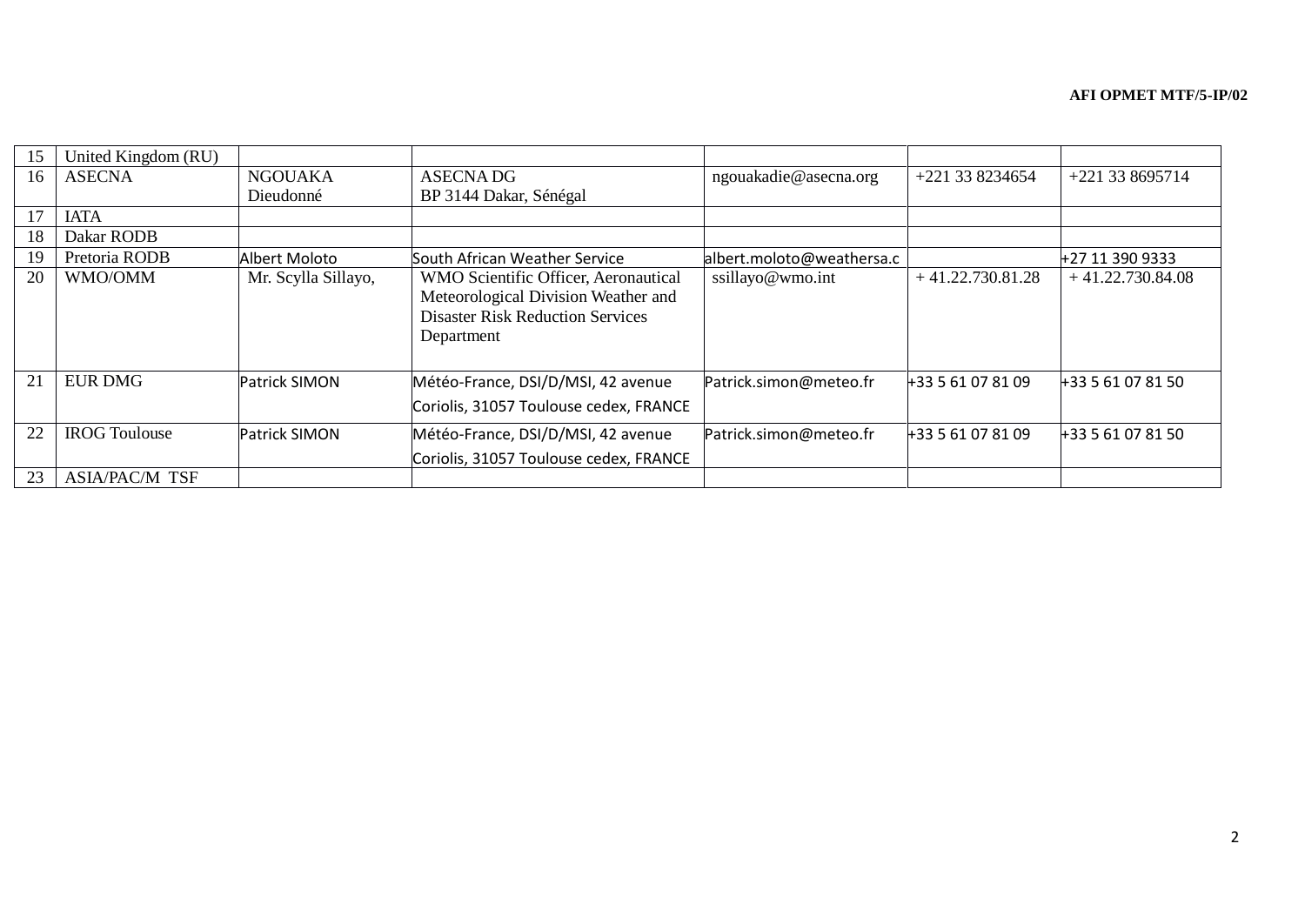| | | | | | | |
|---|---|---|---|---|---|---|
| 15 | United Kingdom (RU) | | | | | |
| 16 | ASECNA | NGOUAKA Dieudonné | ASECNA DG<br>BP 3144 Dakar, Sénégal | ngouakadie@asecna.org | +221 33 8234654 | +221 33 8695714 |
| 17 | IATA | | | | | |
| 18 | Dakar RODB | | | | | |
| 19 | Pretoria RODB | Albert Moloto | South African Weather Service | albert.moloto@weathersa.c | | +27 11 390 9333 |
| 20 | WMO/OMM | Mr. Scylla Sillayo, | WMO Scientific Officer, Aeronautical Meteorological Division Weather and Disaster Risk Reduction Services Department | ssillayo@wmo.int | + 41.22.730.81.28 | + 41.22.730.84.08 |
| 21 | EUR DMG | Patrick SIMON | Météo-France, DSI/D/MSI, 42 avenue Coriolis, 31057 Toulouse cedex, FRANCE | Patrick.simon@meteo.fr | +33 5 61 07 81 09 | +33 5 61 07 81 50 |
| 22 | IROG Toulouse | Patrick SIMON | Météo-France, DSI/D/MSI, 42 avenue Coriolis, 31057 Toulouse cedex, FRANCE | Patrick.simon@meteo.fr | +33 5 61 07 81 09 | +33 5 61 07 81 50 |
| 23 | ASIA/PAC/M TSF | | | | | |